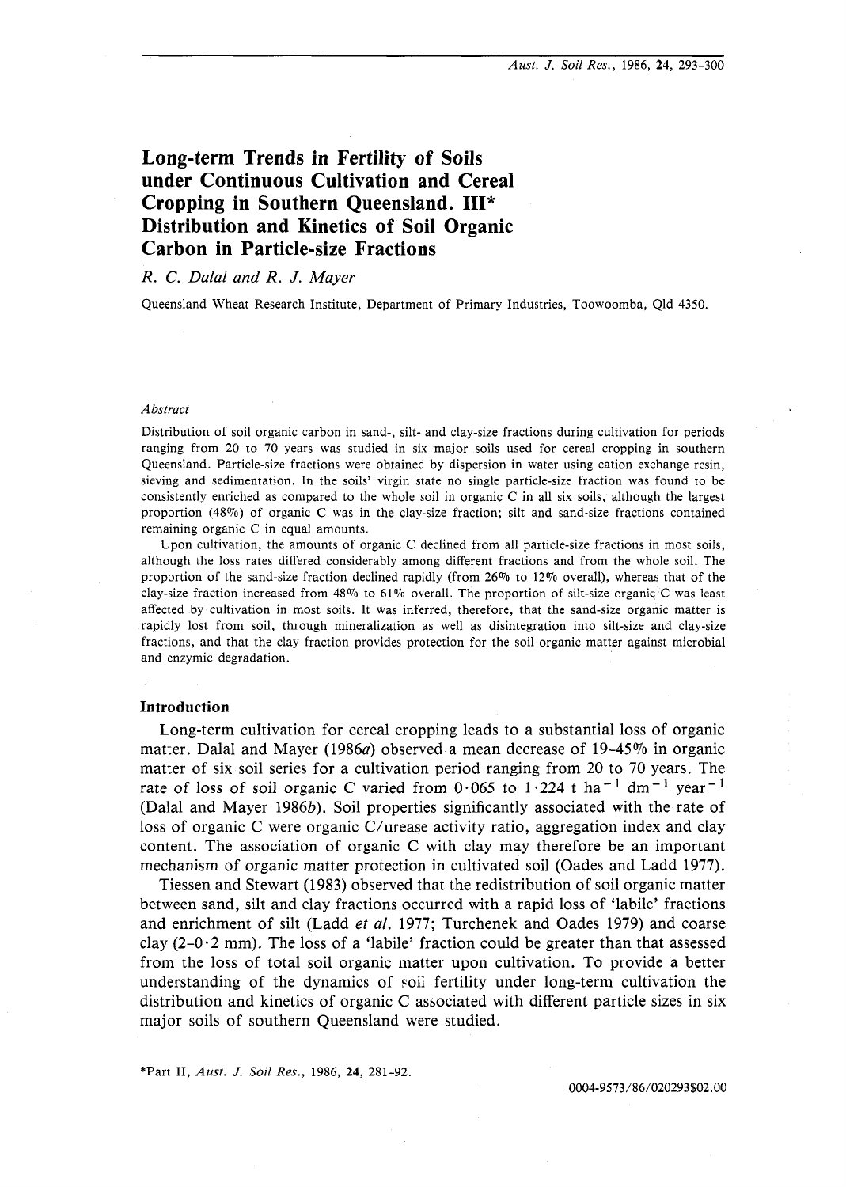# Long-term Trends in Fertility of Soils under Continuous Cultivation and Cereal Cropping in Southern Queensland. III* Distribution and Kinetics of Soil Organic Carbon in Particle-size Fractions

*R. C. Dalal and R. J. Mayer*

Queensland Wheat Research Institute, Department of Primary Industries, Toowoomba, Qld 4350.

### *Abstract*

Distribution of soil organic carbon in sand-, silt- and clay-size fractions during cultivation for periods ranging from 20 to 70 years was studied in six major soils used for cereal cropping in southern Queensland. Particle-size fractions were obtained by dispersion in water using cation exchange resin, sieving and sedimentation. In the soils' virgin state no single particle-size fraction was found to be consistently enriched as compared to the whole soil in organic C in all six soils, although the largest proportion (48%) of organic C was in the clay-size fraction; silt and sand-size fractions contained remaining organic C in equal amounts.

Upon cultivation, the amounts of organic C declined from all particle-size fractions in most soils, although the loss rates differed considerably among different fractions and from the whole soil. The proportion of the sand-size fraction declined rapidly (from 26% to 12% overall), whereas that of the clay-size fraction increased from 48% to 61% overall. The proportion of silt-size organic C was least affected by cultivation in most soils. It was inferred, therefore, that the sand-size organic matter is rapidly lost from soil, through mineralization as well as disintegration into silt-size and clay-size fractions, and that the clay fraction provides protection for the soil organic matter against microbial and enzymic degradation.

## Introduction

Long-term cultivation for cereal cropping leads to a substantial loss of organic matter. Dalal and Mayer (1986*a*) observed a mean decrease of 19–45% in organic matter of six soil series for a cultivation period ranging from 20 to 70 years. The rate of loss of soil organic C varied from 0·065 to 1·224 t $ha^{-1}$ $dm^{-1}$ $year^{-1}$ (Dalal and Mayer 1986*b*). Soil properties significantly associated with the rate of loss of organic C were organic C/urease activity ratio, aggregation index and clay content. The association of organic C with clay may therefore be an important mechanism of organic matter protection in cultivated soil (Oades and Ladd 1977).

Tiessen and Stewart (1983) observed that the redistribution of soil organic matter between sand, silt and clay fractions occurred with a rapid loss of 'labile' fractions and enrichment of silt (Ladd *et al.* 1977; Turchenek and Oades 1979) and coarse clay (2–0·2 mm). The loss of a 'labile' fraction could be greater than that assessed from the loss of total soil organic matter upon cultivation. To provide a better understanding of the dynamics of soil fertility under long-term cultivation the distribution and kinetics of organic C associated with different particle sizes in six major soils of southern Queensland were studied.

*Part II, *Aust. J. Soil Res.*, 1986, **24**, 281–92.

0004-9573/86/020293$02.00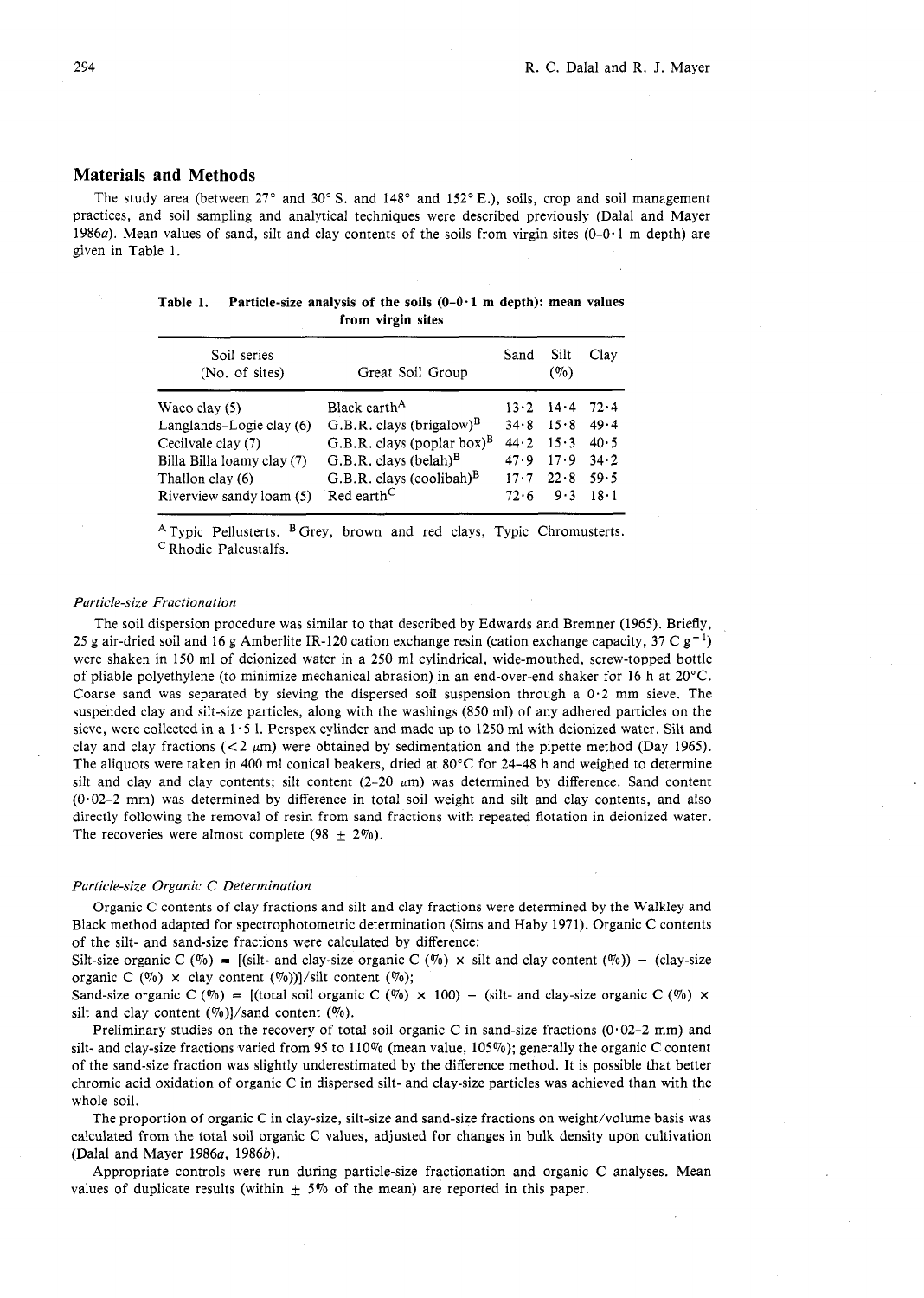## Materials and Methods

The study area (between 27° and 30° S. and 148° and 152° E.), soils, crop and soil management practices, and soil sampling and analytical techniques were described previously (Dalal and Mayer 1986*a*). Mean values of sand, silt and clay contents of the soils from virgin sites (0–0·1 m depth) are given in Table 1.

**Table 1. Particle-size analysis of the soils (0–0·1 m depth): mean values from virgin sites**

| Soil series (No. of sites) | Great Soil Group | Sand | Silt (%) | Clay |
|---|---|---|---|---|
| Waco clay (5) | Black earth[A] | 13·2 | 14·4 | 72·4 |
| Langlands–Logie clay (6) | G.B.R. clays (brigalow)[B] | 34·8 | 15·8 | 49·4 |
| Cecilvale clay (7) | G.B.R. clays (poplar box)[B] | 44·2 | 15·3 | 40·5 |
| Billa Billa loamy clay (7) | G.B.R. clays (belah)[B] | 47·9 | 17·9 | 34·2 |
| Thallon clay (6) | G.B.R. clays (coolibah)[B] | 17·7 | 22·8 | 59·5 |
| Riverview sandy loam (5) | Red earth[C] | 72·6 | 9·3 | 18·1 |

[A] Typic Pellusterts. [B] Grey, brown and red clays, Typic Chromusterts. [C] Rhodic Paleustalfs.

### *Particle-size Fractionation*

The soil dispersion procedure was similar to that described by Edwards and Bremner (1965). Briefly, 25 g air-dried soil and 16 g Amberlite IR-120 cation exchange resin (cation exchange capacity, 37 C $g^{-1}$) were shaken in 150 ml of deionized water in a 250 ml cylindrical, wide-mouthed, screw-topped bottle of pliable polyethylene (to minimize mechanical abrasion) in an end-over-end shaker for 16 h at 20°C. Coarse sand was separated by sieving the dispersed soil suspension through a 0·2 mm sieve. The suspended clay and silt-size particles, along with the washings (850 ml) of any adhered particles on the sieve, were collected in a 1·5 l. Perspex cylinder and made up to 1250 ml with deionized water. Silt and clay and clay fractions (< 2 $\mu$m) were obtained by sedimentation and the pipette method (Day 1965). The aliquots were taken in 400 ml conical beakers, dried at 80°C for 24–48 h and weighed to determine silt and clay and clay contents; silt content (2–20 $\mu$m) was determined by difference. Sand content (0·02–2 mm) was determined by difference in total soil weight and silt and clay contents, and also directly following the removal of resin from sand fractions with repeated flotation in deionized water. The recoveries were almost complete (98 ± 2%).

### *Particle-size Organic C Determination*

Organic C contents of clay fractions and silt and clay fractions were determined by the Walkley and Black method adapted for spectrophotometric determination (Sims and Haby 1971). Organic C contents of the silt- and sand-size fractions were calculated by difference:

Silt-size organic C (%) = [(silt- and clay-size organic C (%) × silt and clay content (%)) − (clay-size organic C (%) × clay content (%))]/silt content (%);

Sand-size organic C (%) = [(total soil organic C (%) × 100) − (silt- and clay-size organic C (%) × silt and clay content (%)]/sand content (%).

Preliminary studies on the recovery of total soil organic C in sand-size fractions (0·02–2 mm) and silt- and clay-size fractions varied from 95 to 110% (mean value, 105%); generally the organic C content of the sand-size fraction was slightly underestimated by the difference method. It is possible that better chromic acid oxidation of organic C in dispersed silt- and clay-size particles was achieved than with the whole soil.

The proportion of organic C in clay-size, silt-size and sand-size fractions on weight/volume basis was calculated from the total soil organic C values, adjusted for changes in bulk density upon cultivation (Dalal and Mayer 1986*a*, 1986*b*).

Appropriate controls were run during particle-size fractionation and organic C analyses. Mean values of duplicate results (within ± 5% of the mean) are reported in this paper.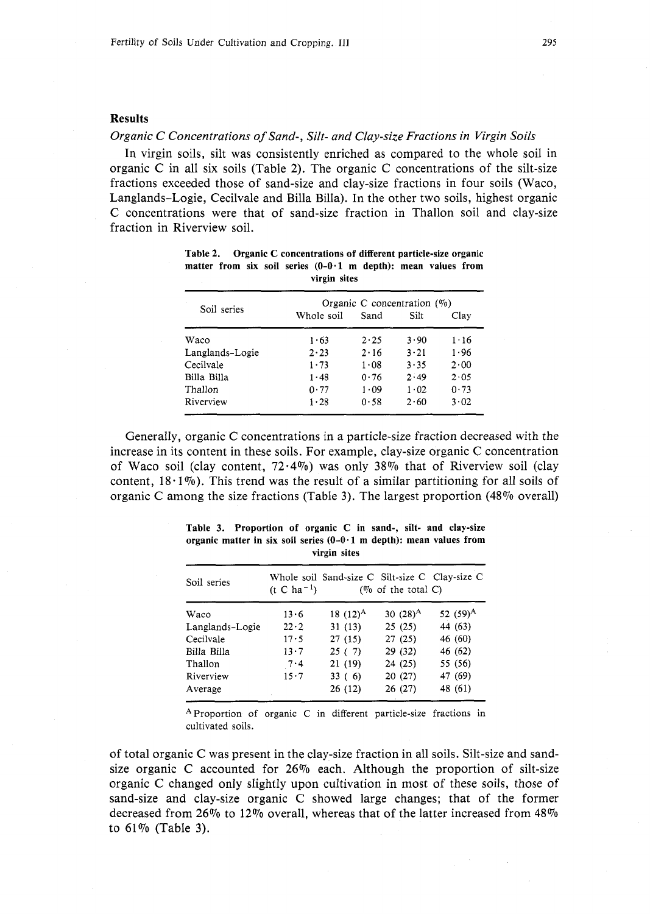## Results

### *Organic C Concentrations of Sand-, Silt- and Clay-size Fractions in Virgin Soils*

In virgin soils, silt was consistently enriched as compared to the whole soil in organic C in all six soils (Table 2). The organic C concentrations of the silt-size fractions exceeded those of sand-size and clay-size fractions in four soils (Waco, Langlands-Logie, Cecilvale and Billa Billa). In the other two soils, highest organic C concentrations were that of sand-size fraction in Thallon soil and clay-size fraction in Riverview soil.

**Table 2. Organic C concentrations of different particle-size organic matter from six soil series (0–0·1 m depth): mean values from virgin sites**

| Soil series | Organic C concentration (%) | | | |
|---|---|---|---|---|
| | Whole soil | Sand | Silt | Clay |
| Waco | 1·63 | 2·25 | 3·90 | 1·16 |
| Langlands-Logie | 2·23 | 2·16 | 3·21 | 1·96 |
| Cecilvale | 1·73 | 1·08 | 3·35 | 2·00 |
| Billa Billa | 1·48 | 0·76 | 2·49 | 2·05 |
| Thallon | 0·77 | 1·09 | 1·02 | 0·73 |
| Riverview | 1·28 | 0·58 | 2·60 | 3·02 |

Generally, organic C concentrations in a particle-size fraction decreased with the increase in its content in these soils. For example, clay-size organic C concentration of Waco soil (clay content, 72·4%) was only 38% that of Riverview soil (clay content, 18·1%). This trend was the result of a similar partitioning for all soils of organic C among the size fractions (Table 3). The largest proportion (48% overall) of total organic C was present in the clay-size fraction in all soils. Silt-size and sand-size organic C accounted for 26% each. Although the proportion of silt-size organic C changed only slightly upon cultivation in most of these soils, those of sand-size and clay-size organic C showed large changes; that of the former decreased from 26% to 12% overall, whereas that of the latter increased from 48% to 61% (Table 3).

**Table 3. Proportion of organic C in sand-, silt- and clay-size organic matter in six soil series (0–0·1 m depth): mean values from virgin sites**

| Soil series | Whole soil ($t\ C\ ha^{-1}$) | Sand-size C | Silt-size C | Clay-size C |
|---|---|---|---|---|
| | | (% of the total C) | | |
| Waco | 13·6 | 18 (12)[A] | 30 (28)[A] | 52 (59)[A] |
| Langlands-Logie | 22·2 | 31 (13) | 25 (25) | 44 (63) |
| Cecilvale | 17·5 | 27 (15) | 27 (25) | 46 (60) |
| Billa Billa | 13·7 | 25 ( 7) | 29 (32) | 46 (62) |
| Thallon | 7·4 | 21 (19) | 24 (25) | 55 (56) |
| Riverview | 15·7 | 33 ( 6) | 20 (27) | 47 (69) |
| Average | | 26 (12) | 26 (27) | 48 (61) |

[A] Proportion of organic C in different particle-size fractions in cultivated soils.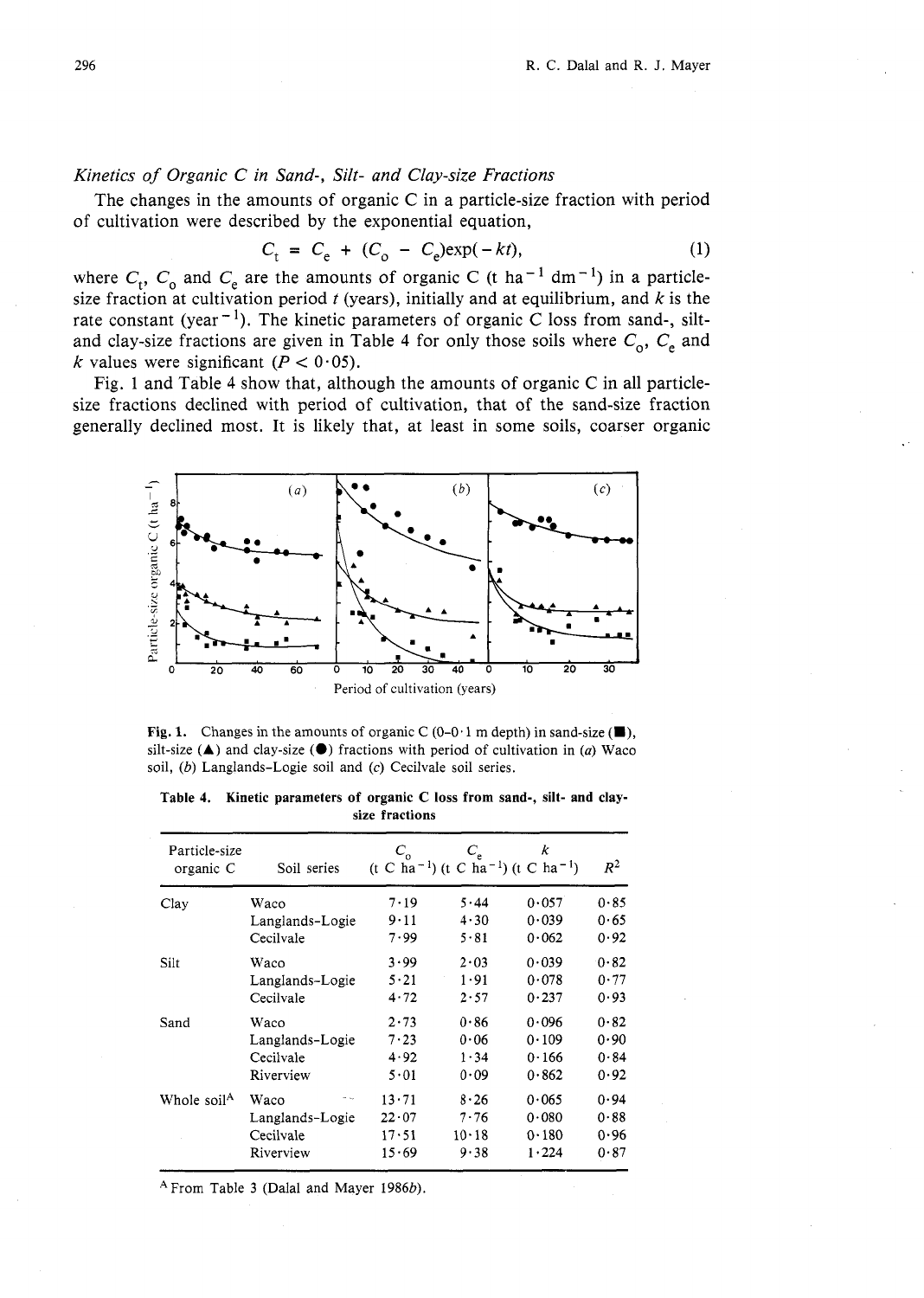### *Kinetics of Organic C in Sand-, Silt- and Clay-size Fractions*

The changes in the amounts of organic C in a particle-size fraction with period of cultivation were described by the exponential equation,

$$C_t = C_e + (C_o - C_e)\exp(-kt), \tag{1}$$

where $C_t$, $C_o$ and $C_e$ are the amounts of organic C (t ha$^{-1}$ dm$^{-1}$) in a particle-size fraction at cultivation period $t$ (years), initially and at equilibrium, and $k$ is the rate constant (year$^{-1}$). The kinetic parameters of organic C loss from sand-, silt- and clay-size fractions are given in Table 4 for only those soils where $C_o$, $C_e$ and $k$ values were significant ($P < 0 \cdot 05$).

Fig. 1 and Table 4 show that, although the amounts of organic C in all particle-size fractions declined with period of cultivation, that of the sand-size fraction generally declined most. It is likely that, at least in some soils, coarser organic

**Fig. 1.** Changes in the amounts of organic C (0–0·1 m depth) in sand-size (■), silt-size (▲) and clay-size (●) fractions with period of cultivation in (*a*) Waco soil, (*b*) Langlands–Logie soil and (*c*) Cecilvale soil series.

**Table 4. Kinetic parameters of organic C loss from sand-, silt- and clay-size fractions**

| Particle-size organic C | Soil series | $C_o$ (t C ha$^{-1}$) | $C_e$ (t C ha$^{-1}$) | $k$ (t C ha$^{-1}$) | $R^2$ |
|---|---|---|---|---|---|
| Clay | Waco | 7·19 | 5·44 | 0·057 | 0·85 |
| | Langlands-Logie | 9·11 | 4·30 | 0·039 | 0·65 |
| | Cecilvale | 7·99 | 5·81 | 0·062 | 0·92 |
| Silt | Waco | 3·99 | 2·03 | 0·039 | 0·82 |
| | Langlands-Logie | 5·21 | 1·91 | 0·078 | 0·77 |
| | Cecilvale | 4·72 | 2·57 | 0·237 | 0·93 |
| Sand | Waco | 2·73 | 0·86 | 0·096 | 0·82 |
| | Langlands-Logie | 7·23 | 0·06 | 0·109 | 0·90 |
| | Cecilvale | 4·92 | 1·34 | 0·166 | 0·84 |
| | Riverview | 5·01 | 0·09 | 0·862 | 0·92 |
| Whole soil[A] | Waco | 13·71 | 8·26 | 0·065 | 0·94 |
| | Langlands-Logie | 22·07 | 7·76 | 0·080 | 0·88 |
| | Cecilvale | 17·51 | 10·18 | 0·180 | 0·96 |
| | Riverview | 15·69 | 9·38 | 1·224 | 0·87 |

[A] From Table 3 (Dalal and Mayer 1986*b*).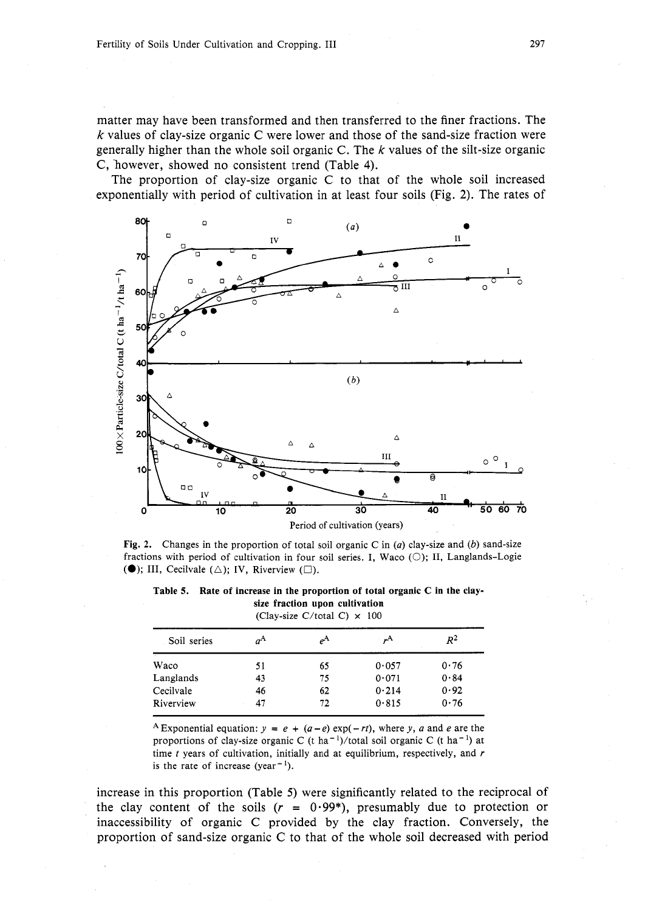matter may have been transformed and then transferred to the finer fractions. The $k$ values of clay-size organic C were lower and those of the sand-size fraction were generally higher than the whole soil organic C. The $k$ values of the silt-size organic C, however, showed no consistent trend (Table 4).

The proportion of clay-size organic C to that of the whole soil increased exponentially with period of cultivation in at least four soils (Fig. 2). The rates of

**Fig. 2.** Changes in the proportion of total soil organic C in (*a*) clay-size and (*b*) sand-size fractions with period of cultivation in four soil series. I, Waco (○); II, Langlands–Logie (●); III, Cecilvale (△); IV, Riverview (□).

**Table 5. Rate of increase in the proportion of total organic C in the clay-size fraction upon cultivation**
(Clay-size C/total C) × 100

| Soil series | $a$[A] | $e$[A] | $r$[A] | $R^2$ |
|---|---|---|---|---|
| Waco | 51 | 65 | 0·057 | 0·76 |
| Langlands | 43 | 75 | 0·071 | 0·84 |
| Cecilvale | 46 | 62 | 0·214 | 0·92 |
| Riverview | 47 | 72 | 0·815 | 0·76 |

[A] Exponential equation: $y = e + (a-e)\exp(-rt)$, where $y$, $a$ and $e$ are the proportions of clay-size organic C (t $ha^{-1}$)/total soil organic C (t $ha^{-1}$) at time $t$ years of cultivation, initially and at equilibrium, respectively, and $r$ is the rate of increase ($year^{-1}$).

increase in this proportion (Table 5) were significantly related to the reciprocal of the clay content of the soils ($r$ = 0·99*), presumably due to protection or inaccessibility of organic C provided by the clay fraction. Conversely, the proportion of sand-size organic C to that of the whole soil decreased with period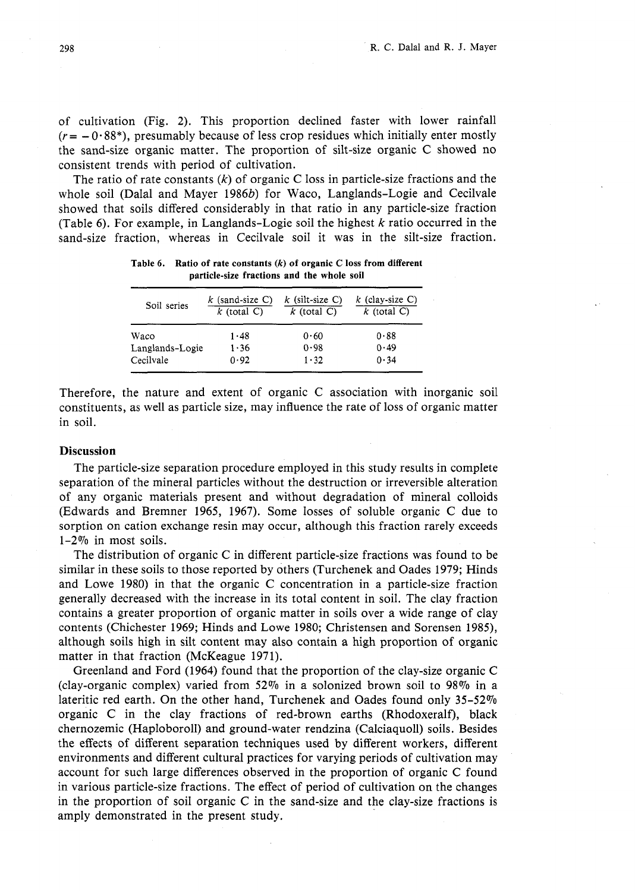of cultivation (Fig. 2). This proportion declined faster with lower rainfall ($r = -0 \cdot 88$*), presumably because of less crop residues which initially enter mostly the sand-size organic matter. The proportion of silt-size organic C showed no consistent trends with period of cultivation.

The ratio of rate constants ($k$) of organic C loss in particle-size fractions and the whole soil (Dalal and Mayer 1986*b*) for Waco, Langlands–Logie and Cecilvale showed that soils differed considerably in that ratio in any particle-size fraction (Table 6). For example, in Langlands–Logie soil the highest $k$ ratio occurred in the sand-size fraction, whereas in Cecilvale soil it was in the silt-size fraction.

**Table 6. Ratio of rate constants (*k*) of organic C loss from different particle-size fractions and the whole soil**

| Soil series | $\frac{k \text{ (sand-size C)}}{k \text{ (total C)}}$ | $\frac{k \text{ (silt-size C)}}{k \text{ (total C)}}$ | $\frac{k \text{ (clay-size C)}}{k \text{ (total C)}}$ |
|---|---|---|---|
| Waco | 1·48 | 0·60 | 0·88 |
| Langlands–Logie | 1·36 | 0·98 | 0·49 |
| Cecilvale | 0·92 | 1·32 | 0·34 |

Therefore, the nature and extent of organic C association with inorganic soil constituents, as well as particle size, may influence the rate of loss of organic matter in soil.

## Discussion

The particle-size separation procedure employed in this study results in complete separation of the mineral particles without the destruction or irreversible alteration of any organic materials present and without degradation of mineral colloids (Edwards and Bremner 1965, 1967). Some losses of soluble organic C due to sorption on cation exchange resin may occur, although this fraction rarely exceeds 1–2% in most soils.

The distribution of organic C in different particle-size fractions was found to be similar in these soils to those reported by others (Turchenek and Oades 1979; Hinds and Lowe 1980) in that the organic C concentration in a particle-size fraction generally decreased with the increase in its total content in soil. The clay fraction contains a greater proportion of organic matter in soils over a wide range of clay contents (Chichester 1969; Hinds and Lowe 1980; Christensen and Sorensen 1985), although soils high in silt content may also contain a high proportion of organic matter in that fraction (McKeague 1971).

Greenland and Ford (1964) found that the proportion of the clay-size organic C (clay-organic complex) varied from 52% in a solonized brown soil to 98% in a lateritic red earth. On the other hand, Turchenek and Oades found only 35–52% organic C in the clay fractions of red-brown earths (Rhodoxeralf), black chernozemic (Haploboroll) and ground-water rendzina (Calciaquoll) soils. Besides the effects of different separation techniques used by different workers, different environments and different cultural practices for varying periods of cultivation may account for such large differences observed in the proportion of organic C found in various particle-size fractions. The effect of period of cultivation on the changes in the proportion of soil organic C in the sand-size and the clay-size fractions is amply demonstrated in the present study.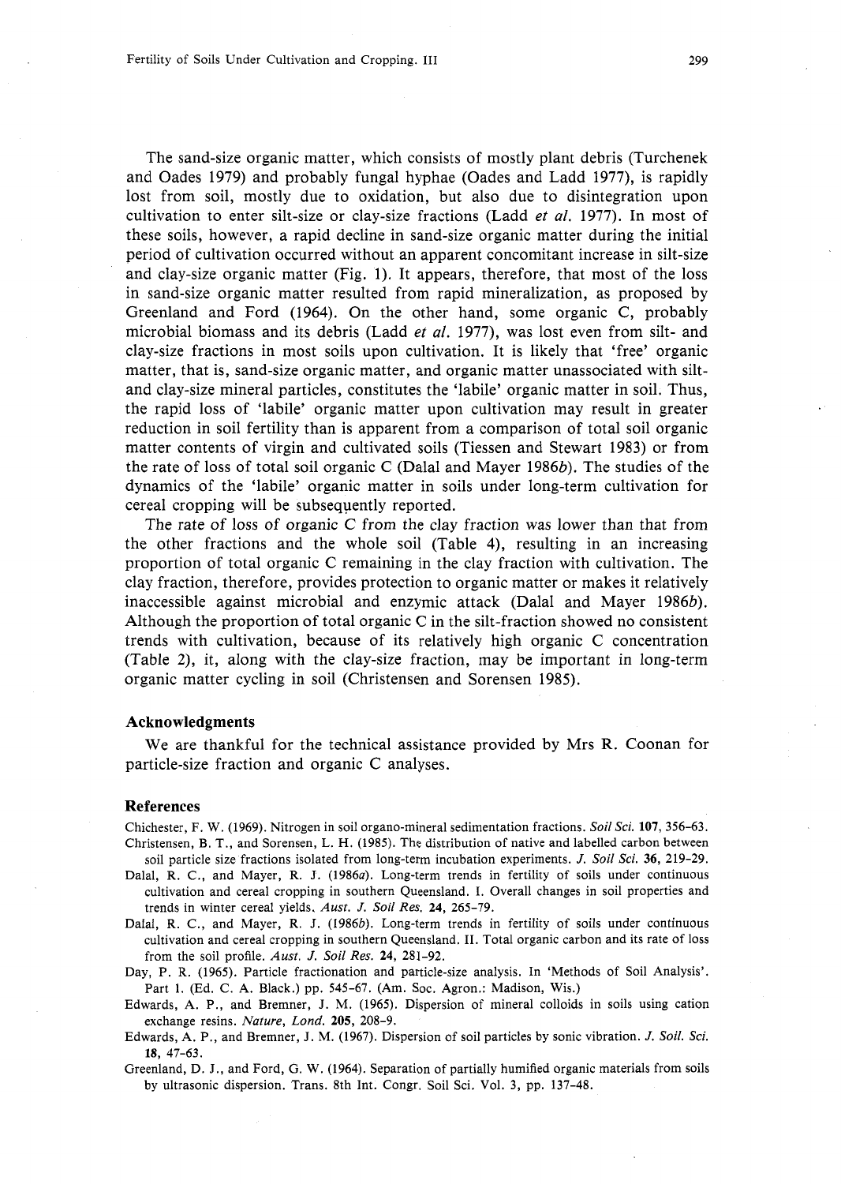The sand-size organic matter, which consists of mostly plant debris (Turchenek and Oades 1979) and probably fungal hyphae (Oades and Ladd 1977), is rapidly lost from soil, mostly due to oxidation, but also due to disintegration upon cultivation to enter silt-size or clay-size fractions (Ladd *et al.* 1977). In most of these soils, however, a rapid decline in sand-size organic matter during the initial period of cultivation occurred without an apparent concomitant increase in silt-size and clay-size organic matter (Fig. 1). It appears, therefore, that most of the loss in sand-size organic matter resulted from rapid mineralization, as proposed by Greenland and Ford (1964). On the other hand, some organic C, probably microbial biomass and its debris (Ladd *et al.* 1977), was lost even from silt- and clay-size fractions in most soils upon cultivation. It is likely that 'free' organic matter, that is, sand-size organic matter, and organic matter unassociated with silt- and clay-size mineral particles, constitutes the 'labile' organic matter in soil. Thus, the rapid loss of 'labile' organic matter upon cultivation may result in greater reduction in soil fertility than is apparent from a comparison of total soil organic matter contents of virgin and cultivated soils (Tiessen and Stewart 1983) or from the rate of loss of total soil organic C (Dalal and Mayer 1986*b*). The studies of the dynamics of the 'labile' organic matter in soils under long-term cultivation for cereal cropping will be subsequently reported.

The rate of loss of organic C from the clay fraction was lower than that from the other fractions and the whole soil (Table 4), resulting in an increasing proportion of total organic C remaining in the clay fraction with cultivation. The clay fraction, therefore, provides protection to organic matter or makes it relatively inaccessible against microbial and enzymic attack (Dalal and Mayer 1986*b*). Although the proportion of total organic C in the silt-fraction showed no consistent trends with cultivation, because of its relatively high organic C concentration (Table 2), it, along with the clay-size fraction, may be important in long-term organic matter cycling in soil (Christensen and Sorensen 1985).

## Acknowledgments

We are thankful for the technical assistance provided by Mrs R. Coonan for particle-size fraction and organic C analyses.

## References

Chichester, F. W. (1969). Nitrogen in soil organo-mineral sedimentation fractions. *Soil Sci.* **107**, 356–63.

Christensen, B. T., and Sorensen, L. H. (1985). The distribution of native and labelled carbon between soil particle size fractions isolated from long-term incubation experiments. *J. Soil Sci.* **36**, 219–29.

Dalal, R. C., and Mayer, R. J. (1986*a*). Long-term trends in fertility of soils under continuous cultivation and cereal cropping in southern Queensland. I. Overall changes in soil properties and trends in winter cereal yields. *Aust. J. Soil Res.* **24**, 265–79.

Dalal, R. C., and Mayer, R. J. (1986*b*). Long-term trends in fertility of soils under continuous cultivation and cereal cropping in southern Queensland. II. Total organic carbon and its rate of loss from the soil profile. *Aust. J. Soil Res.* **24**, 281–92.

Day, P. R. (1965). Particle fractionation and particle-size analysis. In 'Methods of Soil Analysis'. Part 1. (Ed. C. A. Black.) pp. 545–67. (Am. Soc. Agron.: Madison, Wis.)

Edwards, A. P., and Bremner, J. M. (1965). Dispersion of mineral colloids in soils using cation exchange resins. *Nature, Lond.* **205**, 208–9.

Edwards, A. P., and Bremner, J. M. (1967). Dispersion of soil particles by sonic vibration. *J. Soil. Sci.* **18**, 47–63.

Greenland, D. J., and Ford, G. W. (1964). Separation of partially humified organic materials from soils by ultrasonic dispersion. Trans. 8th Int. Congr. Soil Sci. Vol. 3, pp. 137–48.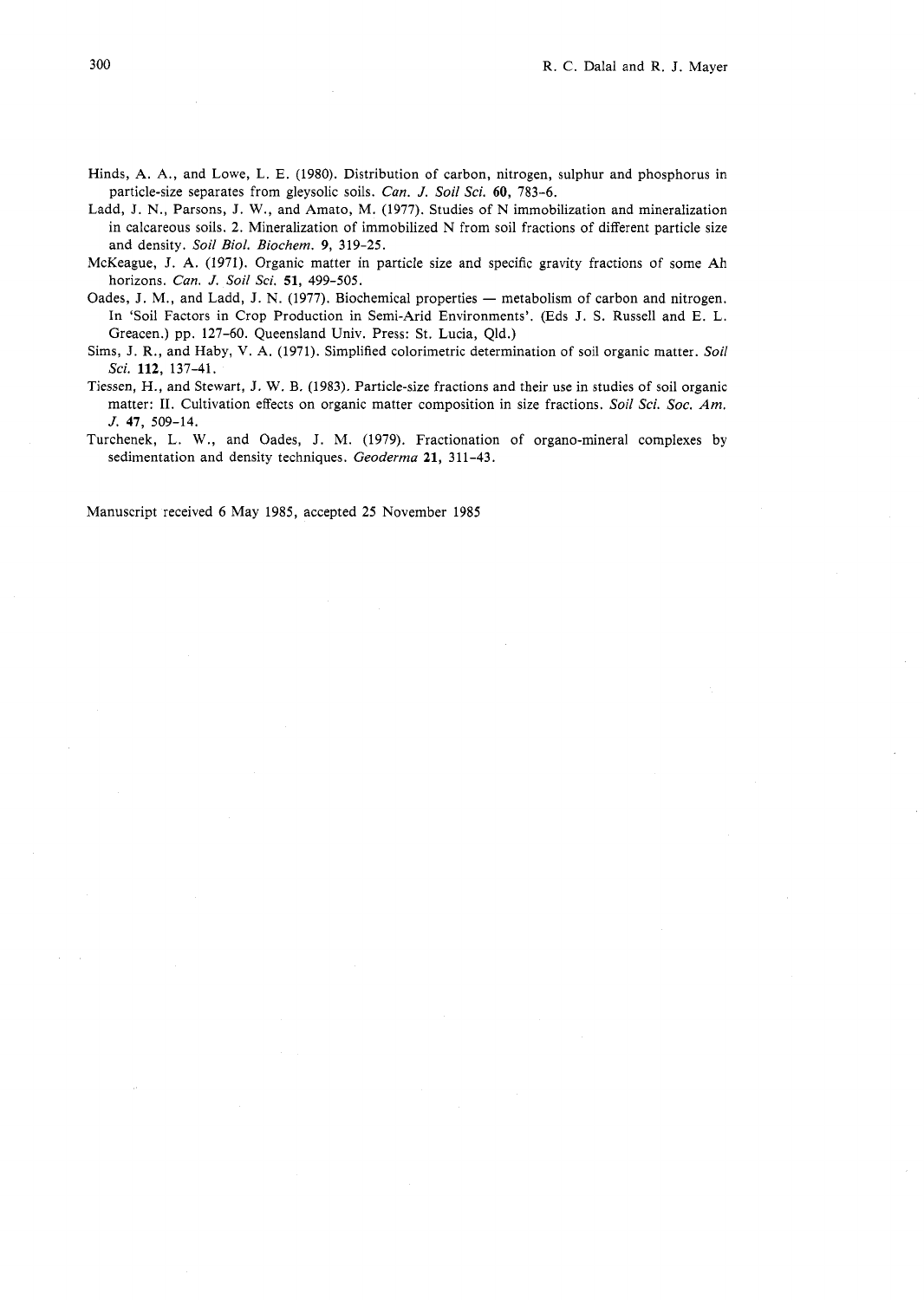Hinds, A. A., and Lowe, L. E. (1980). Distribution of carbon, nitrogen, sulphur and phosphorus in particle-size separates from gleysolic soils. *Can. J. Soil Sci.* **60**, 783-6.

Ladd, J. N., Parsons, J. W., and Amato, M. (1977). Studies of N immobilization and mineralization in calcareous soils. 2. Mineralization of immobilized N from soil fractions of different particle size and density. *Soil Biol. Biochem.* **9**, 319-25.

McKeague, J. A. (1971). Organic matter in particle size and specific gravity fractions of some Ah horizons. *Can. J. Soil Sci.* **51**, 499-505.

Oades, J. M., and Ladd, J. N. (1977). Biochemical properties — metabolism of carbon and nitrogen. In 'Soil Factors in Crop Production in Semi-Arid Environments'. (Eds J. S. Russell and E. L. Greacen.) pp. 127-60. Queensland Univ. Press: St. Lucia, Qld.)

Sims, J. R., and Haby, V. A. (1971). Simplified colorimetric determination of soil organic matter. *Soil Sci.* **112**, 137-41.

Tiessen, H., and Stewart, J. W. B. (1983). Particle-size fractions and their use in studies of soil organic matter: II. Cultivation effects on organic matter composition in size fractions. *Soil Sci. Soc. Am. J.* **47**, 509-14.

Turchenek, L. W., and Oades, J. M. (1979). Fractionation of organo-mineral complexes by sedimentation and density techniques. *Geoderma* **21**, 311-43.

Manuscript received 6 May 1985, accepted 25 November 1985